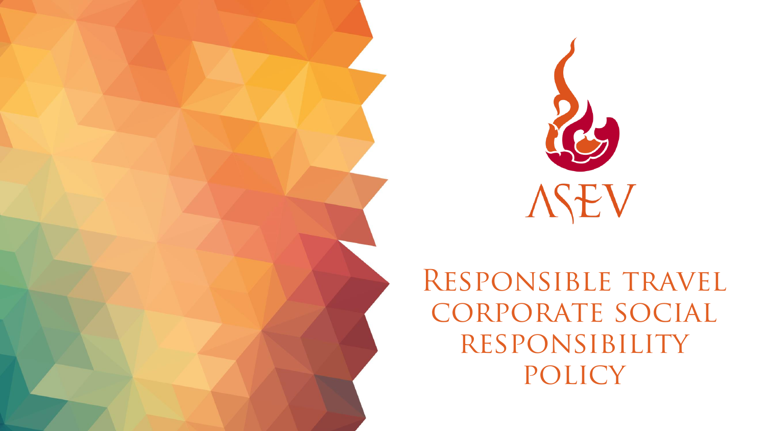ASEV

# Responsible travel corporate social responsibility policy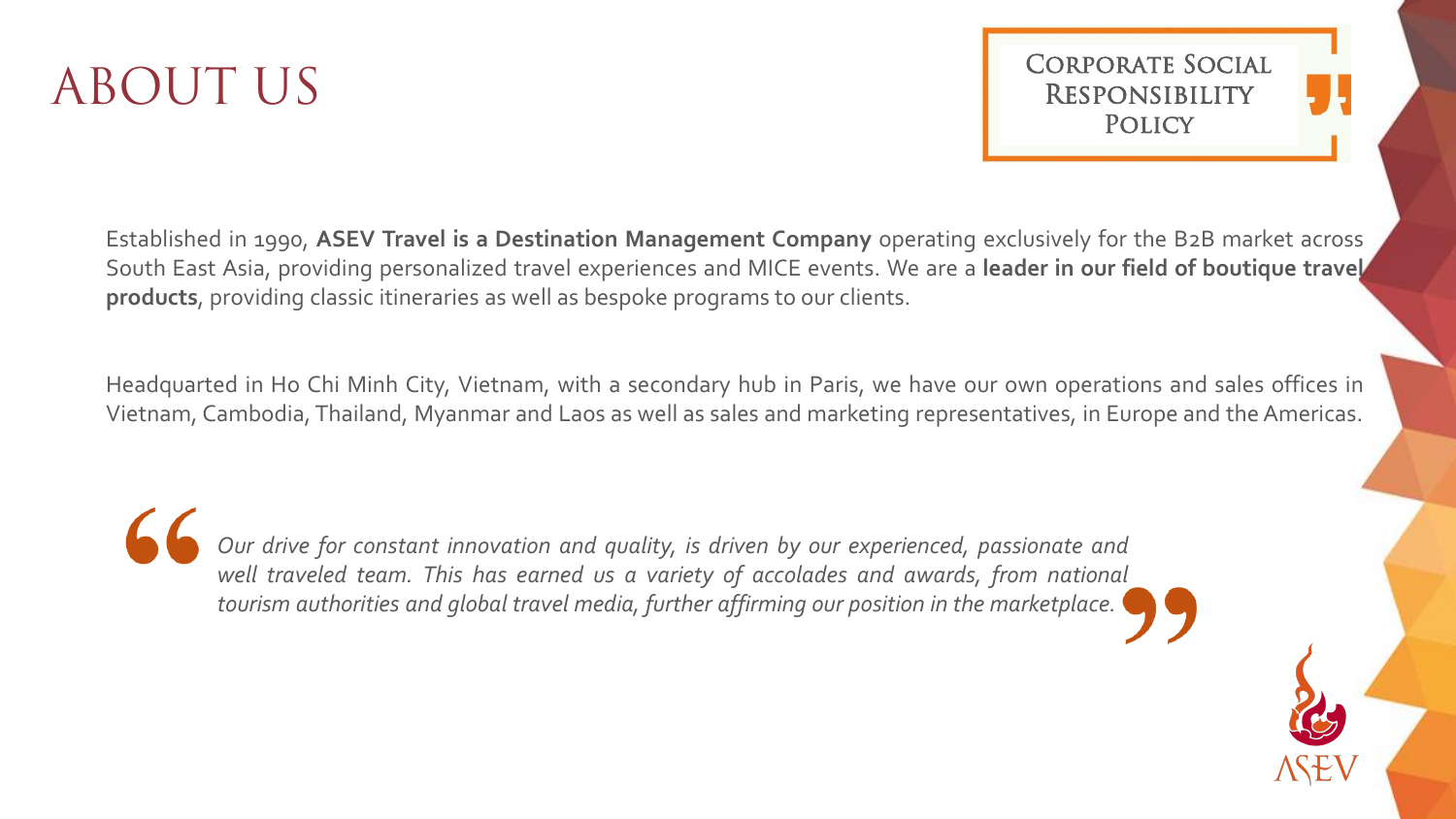# ABOUT US

Corporate Social Responsibility Policy

Established in 1990, **ASEV Travel is a Destination Management Company** operating exclusively for the B2B market across South East Asia, providing personalized travel experiences and MICE events. We are a **leader in our field of boutique travel products**, providing classic itineraries as well as bespoke programs to our clients.

Headquarted in Ho Chi Minh City, Vietnam, with a secondary hub in Paris, we have our own operations and sales offices in Vietnam, Cambodia, Thailand, Myanmar and Laos as well as sales and marketing representatives, in Europe and the Americas.

> *Our drive for constant innovation and quality, is driven by our experienced, passionate and well traveled team. This has earned us a variety of accolades and awards, from national tourism authorities and global travel media, further affirming our position in the marketplace.*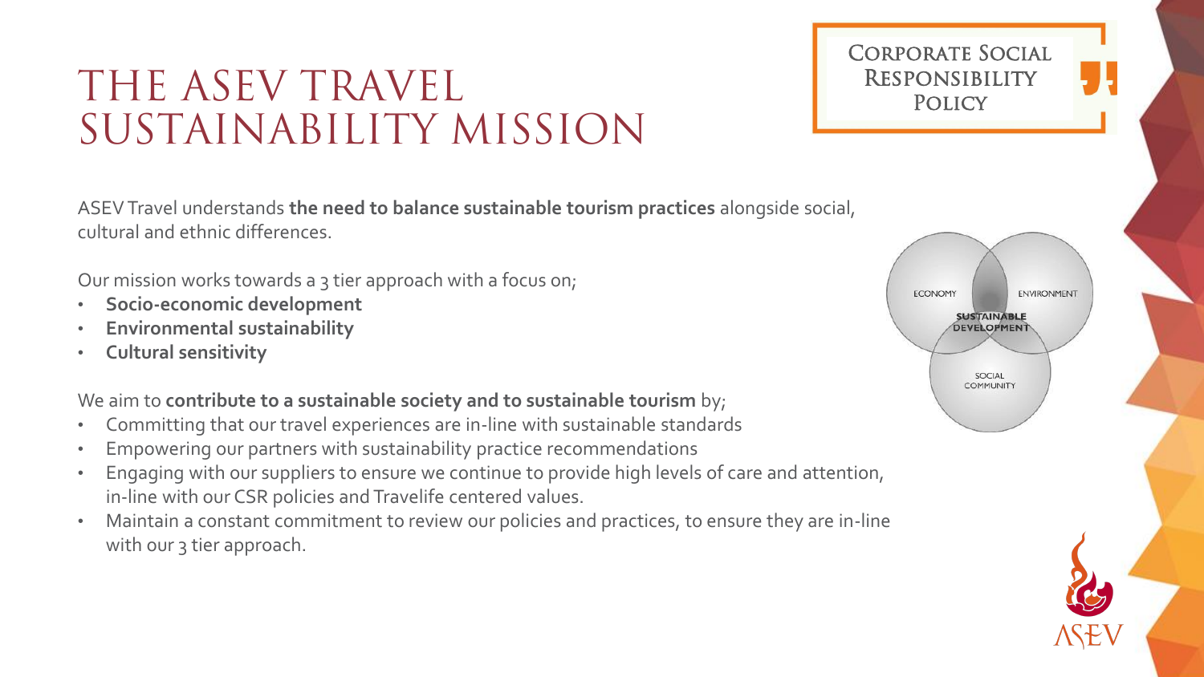# THE ASEV TRAVEL SUSTAINABILITY MISSION

Corporate Social Responsibility Policy

ASEV Travel understands **the need to balance sustainable tourism practices** alongside social, cultural and ethnic differences.

Our mission works towards a 3 tier approach with a focus on;

- **Socio-economic development**
- **Environmental sustainability**
- **Cultural sensitivity**

We aim to **contribute to a sustainable society and to sustainable tourism** by;

- Committing that our travel experiences are in-line with sustainable standards
- Empowering our partners with sustainability practice recommendations
- Engaging with our suppliers to ensure we continue to provide high levels of care and attention, in-line with our CSR policies and Travelife centered values.
- Maintain a constant commitment to review our policies and practices, to ensure they are in-line with our 3 tier approach.

ECONOMY | ENVIRONMENT | SOCIAL COMMUNITY | SUSTAINABLE DEVELOPMENT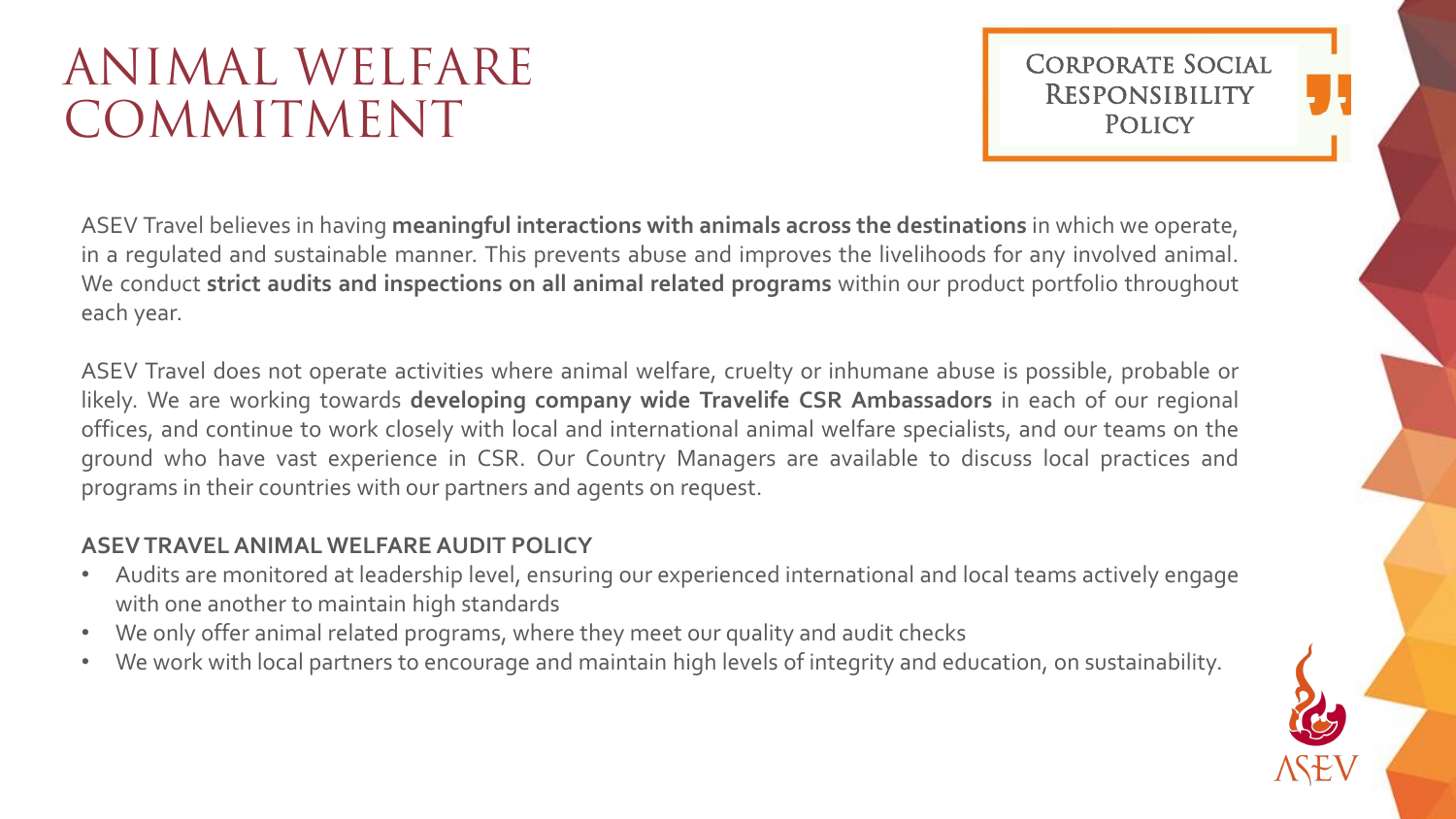# ANIMAL WELFARE COMMITMENT

Corporate Social Responsibility Policy

ASEV Travel believes in having **meaningful interactions with animals across the destinations** in which we operate, in a regulated and sustainable manner. This prevents abuse and improves the livelihoods for any involved animal. We conduct **strict audits and inspections on all animal related programs** within our product portfolio throughout each year.

ASEV Travel does not operate activities where animal welfare, cruelty or inhumane abuse is possible, probable or likely. We are working towards **developing company wide Travelife CSR Ambassadors** in each of our regional offices, and continue to work closely with local and international animal welfare specialists, and our teams on the ground who have vast experience in CSR. Our Country Managers are available to discuss local practices and programs in their countries with our partners and agents on request.

**ASEV TRAVEL ANIMAL WELFARE AUDIT POLICY**

- Audits are monitored at leadership level, ensuring our experienced international and local teams actively engage with one another to maintain high standards
- We only offer animal related programs, where they meet our quality and audit checks
- We work with local partners to encourage and maintain high levels of integrity and education, on sustainability.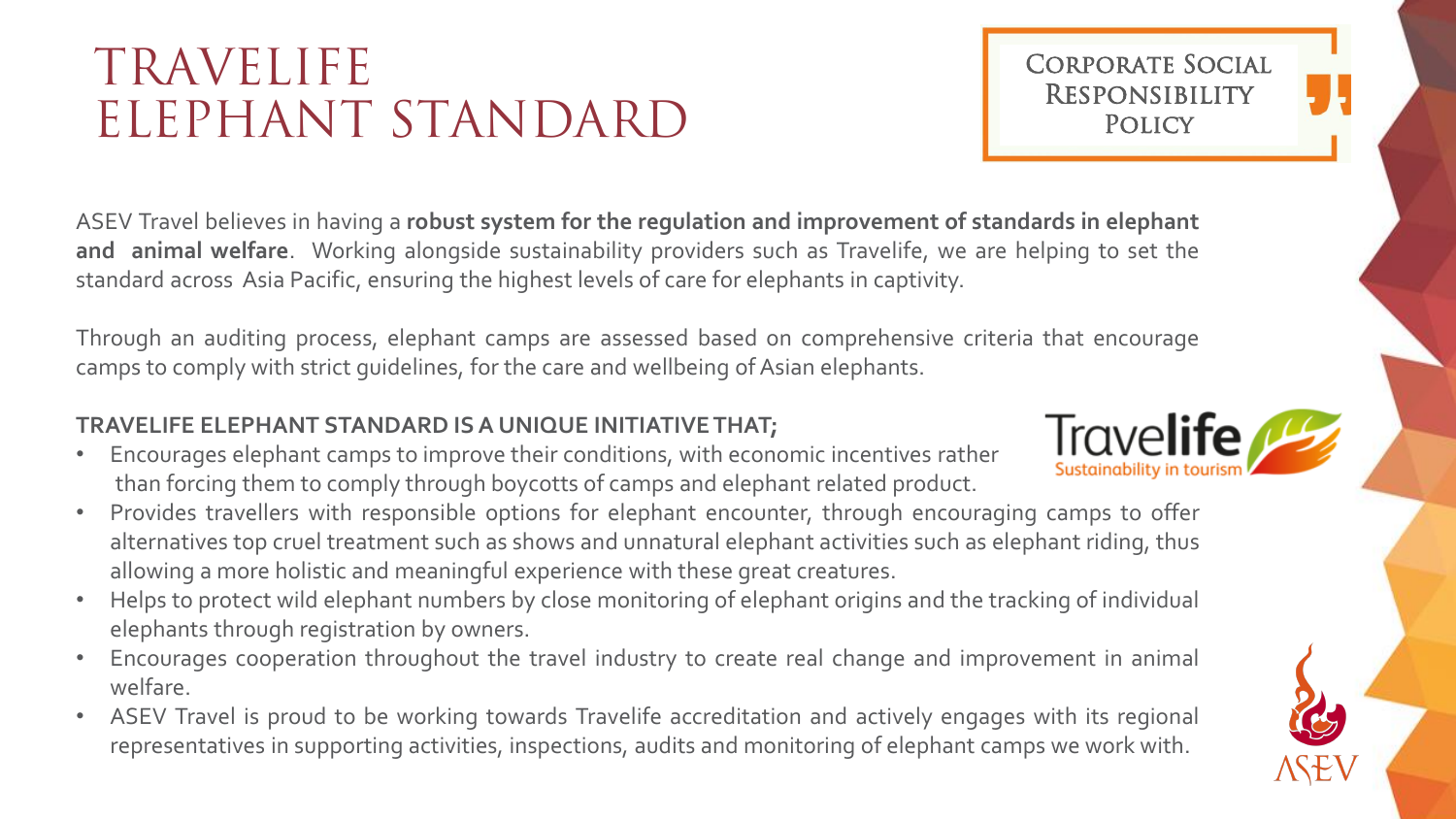# TRAVELIFE ELEPHANT STANDARD

Corporate Social Responsibility Policy

ASEV Travel believes in having a **robust system for the regulation and improvement of standards in elephant and animal welfare**. Working alongside sustainability providers such as Travelife, we are helping to set the standard across Asia Pacific, ensuring the highest levels of care for elephants in captivity.

Through an auditing process, elephant camps are assessed based on comprehensive criteria that encourage camps to comply with strict guidelines, for the care and wellbeing of Asian elephants.

**TRAVELIFE ELEPHANT STANDARD IS A UNIQUE INITIATIVE THAT;**

- Encourages elephant camps to improve their conditions, with economic incentives rather than forcing them to comply through boycotts of camps and elephant related product.
- Provides travellers with responsible options for elephant encounter, through encouraging camps to offer alternatives top cruel treatment such as shows and unnatural elephant activities such as elephant riding, thus allowing a more holistic and meaningful experience with these great creatures.
- Helps to protect wild elephant numbers by close monitoring of elephant origins and the tracking of individual elephants through registration by owners.
- Encourages cooperation throughout the travel industry to create real change and improvement in animal welfare.
- ASEV Travel is proud to be working towards Travelife accreditation and actively engages with its regional representatives in supporting activities, inspections, audits and monitoring of elephant camps we work with.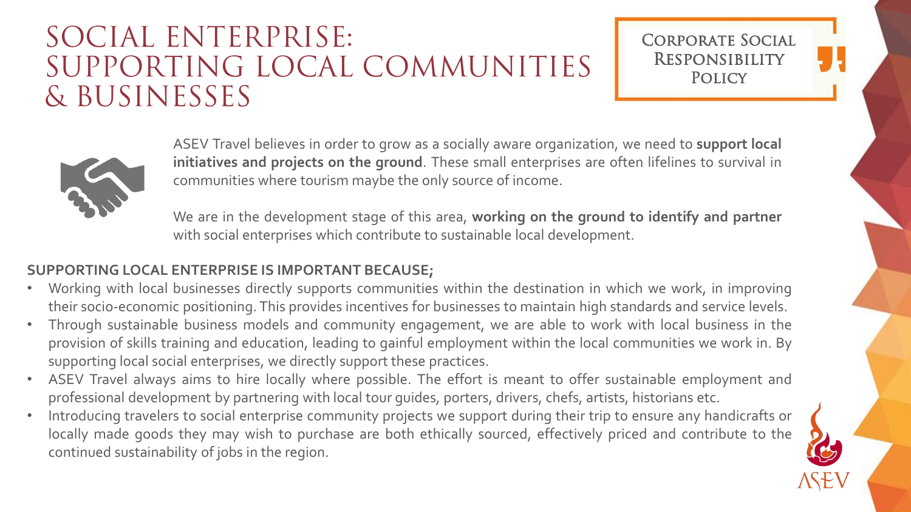# SOCIAL ENTERPRISE: SUPPORTING LOCAL COMMUNITIES & BUSINESSES

Corporate Social Responsibility Policy

ASEV Travel believes in order to grow as a socially aware organization, we need to **support local initiatives and projects on the ground**. These small enterprises are often lifelines to survival in communities where tourism maybe the only source of income.

We are in the development stage of this area, **working on the ground to identify and partner** with social enterprises which contribute to sustainable local development.

**SUPPORTING LOCAL ENTERPRISE IS IMPORTANT BECAUSE;**

- Working with local businesses directly supports communities within the destination in which we work, in improving their socio-economic positioning. This provides incentives for businesses to maintain high standards and service levels.
- Through sustainable business models and community engagement, we are able to work with local business in the provision of skills training and education, leading to gainful employment within the local communities we work in. By supporting local social enterprises, we directly support these practices.
- ASEV Travel always aims to hire locally where possible. The effort is meant to offer sustainable employment and professional development by partnering with local tour guides, porters, drivers, chefs, artists, historians etc.
- Introducing travelers to social enterprise community projects we support during their trip to ensure any handicrafts or locally made goods they may wish to purchase are both ethically sourced, effectively priced and contribute to the continued sustainability of jobs in the region.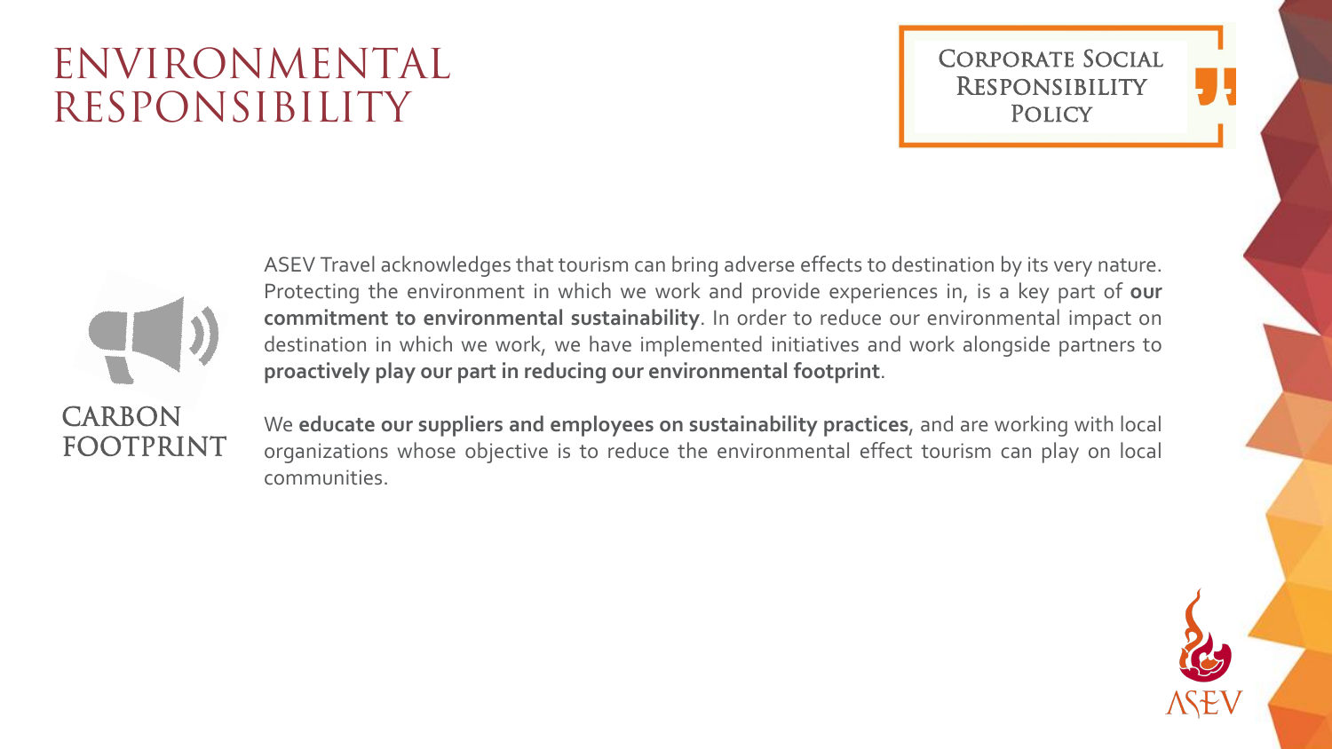# ENVIRONMENTAL RESPONSIBILITY

Corporate Social Responsibility Policy

## CARBON FOOTPRINT

ASEV Travel acknowledges that tourism can bring adverse effects to destination by its very nature. Protecting the environment in which we work and provide experiences in, is a key part of **our commitment to environmental sustainability**. In order to reduce our environmental impact on destination in which we work, we have implemented initiatives and work alongside partners to **proactively play our part in reducing our environmental footprint**.

We **educate our suppliers and employees on sustainability practices**, and are working with local organizations whose objective is to reduce the environmental effect tourism can play on local communities.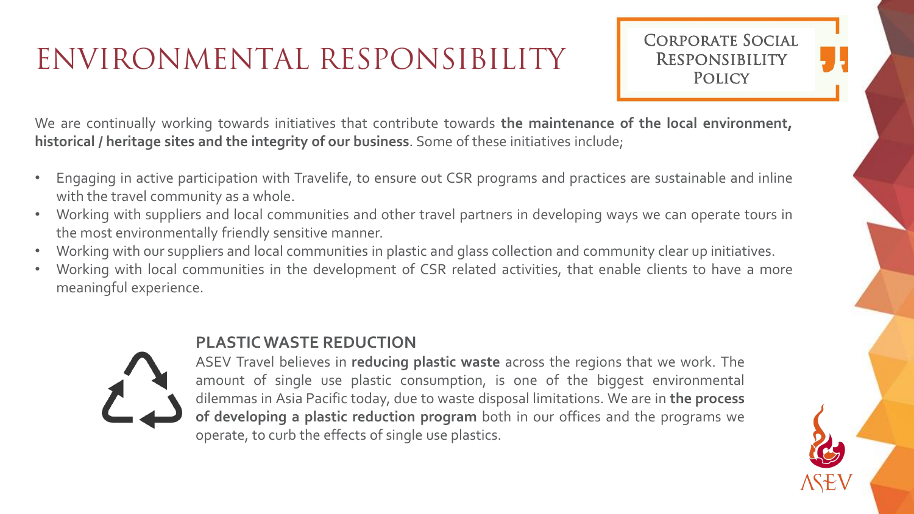# ENVIRONMENTAL RESPONSIBILITY

Corporate Social Responsibility Policy

We are continually working towards initiatives that contribute towards **the maintenance of the local environment, historical / heritage sites and the integrity of our business**. Some of these initiatives include;

- Engaging in active participation with Travelife, to ensure out CSR programs and practices are sustainable and inline with the travel community as a whole.
- Working with suppliers and local communities and other travel partners in developing ways we can operate tours in the most environmentally friendly sensitive manner.
- Working with our suppliers and local communities in plastic and glass collection and community clear up initiatives.
- Working with local communities in the development of CSR related activities, that enable clients to have a more meaningful experience.

## PLASTIC WASTE REDUCTION

ASEV Travel believes in **reducing plastic waste** across the regions that we work. The amount of single use plastic consumption, is one of the biggest environmental dilemmas in Asia Pacific today, due to waste disposal limitations. We are in **the process of developing a plastic reduction program** both in our offices and the programs we operate, to curb the effects of single use plastics.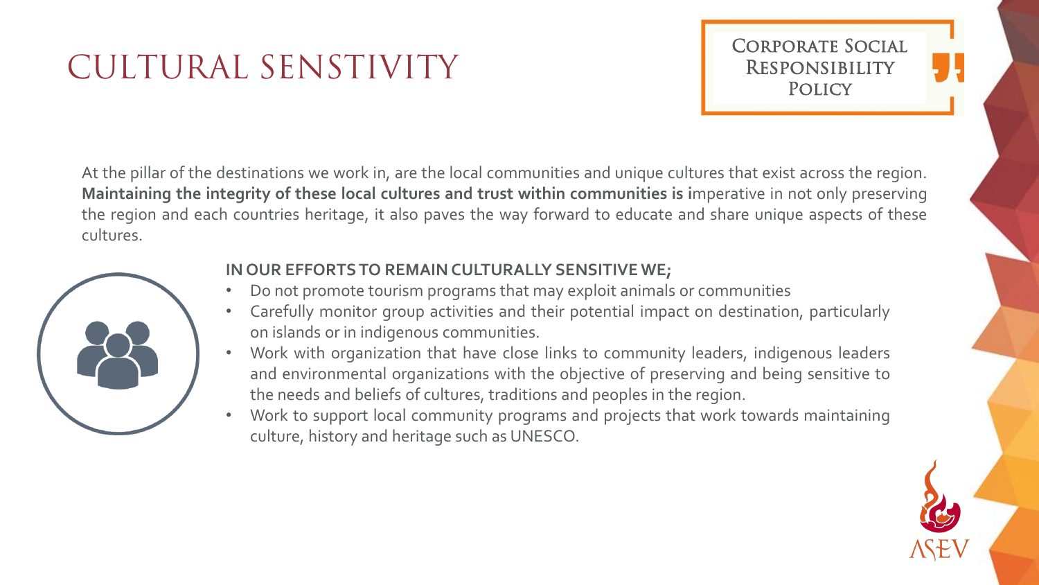# CULTURAL SENSTIVITY

Corporate Social Responsibility Policy

At the pillar of the destinations we work in, are the local communities and unique cultures that exist across the region. **Maintaining the integrity of these local cultures and trust within communities is i**mperative in not only preserving the region and each countries heritage, it also paves the way forward to educate and share unique aspects of these cultures.

**IN OUR EFFORTS TO REMAIN CULTURALLY SENSITIVE WE;**

- Do not promote tourism programs that may exploit animals or communities
- Carefully monitor group activities and their potential impact on destination, particularly on islands or in indigenous communities.
- Work with organization that have close links to community leaders, indigenous leaders and environmental organizations with the objective of preserving and being sensitive to the needs and beliefs of cultures, traditions and peoples in the region.
- Work to support local community programs and projects that work towards maintaining culture, history and heritage such as UNESCO.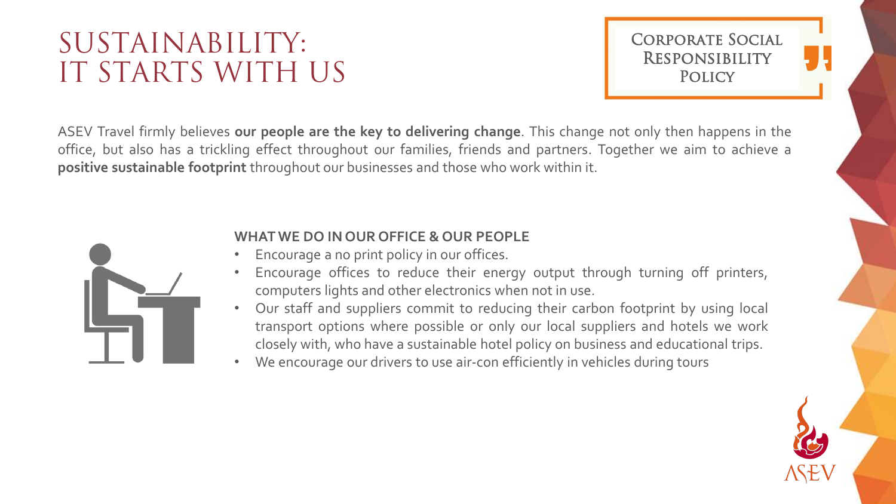# SUSTAINABILITY: IT STARTS WITH US

Corporate Social Responsibility Policy

ASEV Travel firmly believes **our people are the key to delivering change**. This change not only then happens in the office, but also has a trickling effect throughout our families, friends and partners. Together we aim to achieve a **positive sustainable footprint** throughout our businesses and those who work within it.

**WHAT WE DO IN OUR OFFICE & OUR PEOPLE**

- Encourage a no print policy in our offices.
- Encourage offices to reduce their energy output through turning off printers, computers lights and other electronics when not in use.
- Our staff and suppliers commit to reducing their carbon footprint by using local transport options where possible or only our local suppliers and hotels we work closely with, who have a sustainable hotel policy on business and educational trips.
- We encourage our drivers to use air-con efficiently in vehicles during tours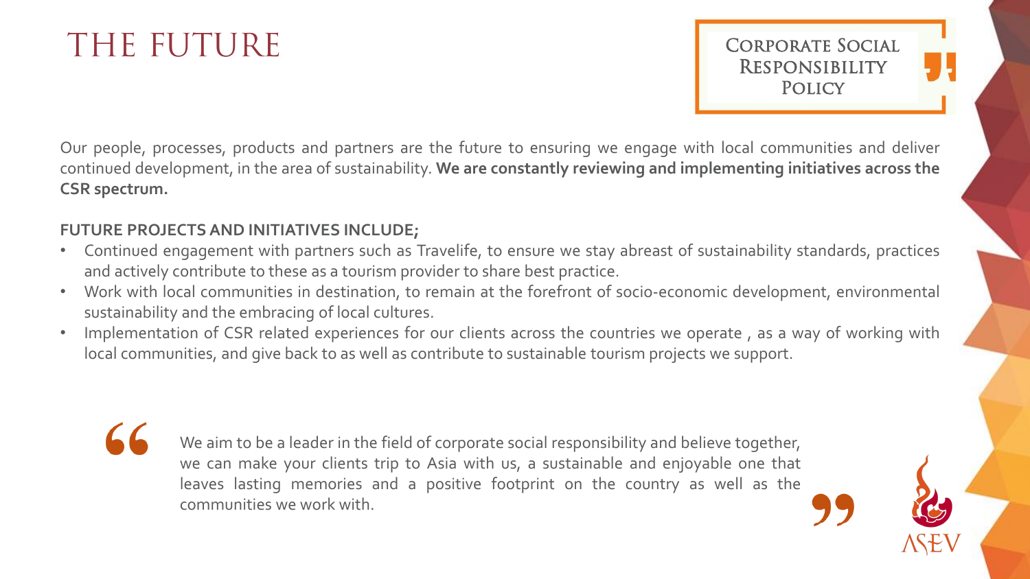# THE FUTURE

Corporate Social Responsibility Policy

Our people, processes, products and partners are the future to ensuring we engage with local communities and deliver continued development, in the area of sustainability. **We are constantly reviewing and implementing initiatives across the CSR spectrum.**

**FUTURE PROJECTS AND INITIATIVES INCLUDE;**

- Continued engagement with partners such as Travelife, to ensure we stay abreast of sustainability standards, practices and actively contribute to these as a tourism provider to share best practice.
- Work with local communities in destination, to remain at the forefront of socio-economic development, environmental sustainability and the embracing of local cultures.
- Implementation of CSR related experiences for our clients across the countries we operate , as a way of working with local communities, and give back to as well as contribute to sustainable tourism projects we support.

> "We aim to be a leader in the field of corporate social responsibility and believe together, we can make your clients trip to Asia with us, a sustainable and enjoyable one that leaves lasting memories and a positive footprint on the country as well as the communities we work with."

ASEV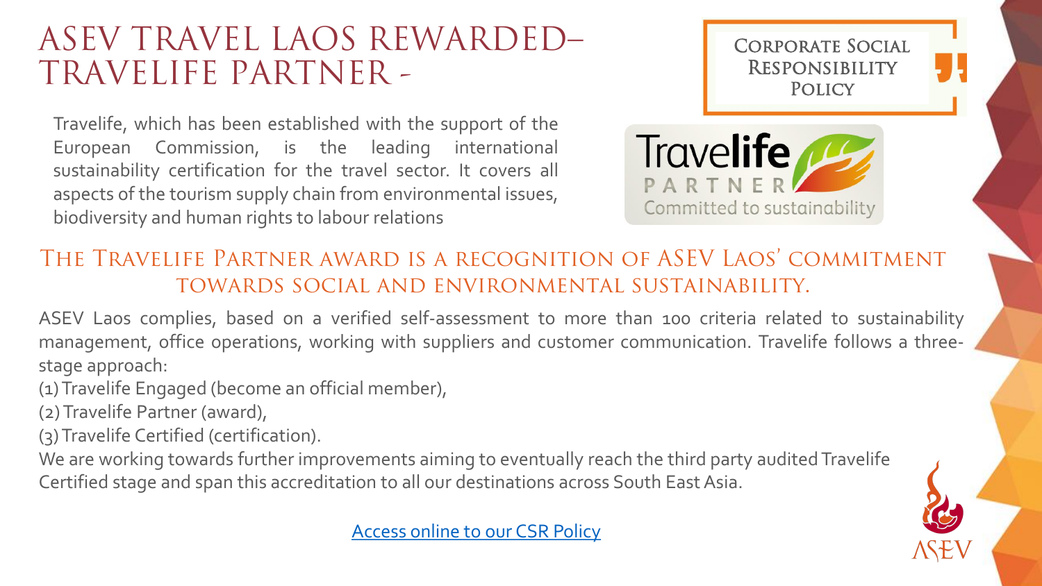# ASEV TRAVEL LAOS REWARDED– TRAVELIFE PARTNER -

Travelife, which has been established with the support of the European Commission, is the leading international sustainability certification for the travel sector. It covers all aspects of the tourism supply chain from environmental issues, biodiversity and human rights to labour relations

Corporate Social Responsibility Policy

Travelife PARTNER Committed to sustainability

## The Travelife Partner award is a recognition of ASEV Laos' commitment towards social and environmental sustainability.

ASEV Laos complies, based on a verified self-assessment to more than 100 criteria related to sustainability management, office operations, working with suppliers and customer communication. Travelife follows a three-stage approach:

(1) Travelife Engaged (become an official member),

(2) Travelife Partner (award),

(3) Travelife Certified (certification).

We are working towards further improvements aiming to eventually reach the third party audited Travelife Certified stage and span this accreditation to all our destinations across South East Asia.

Access online to our CSR Policy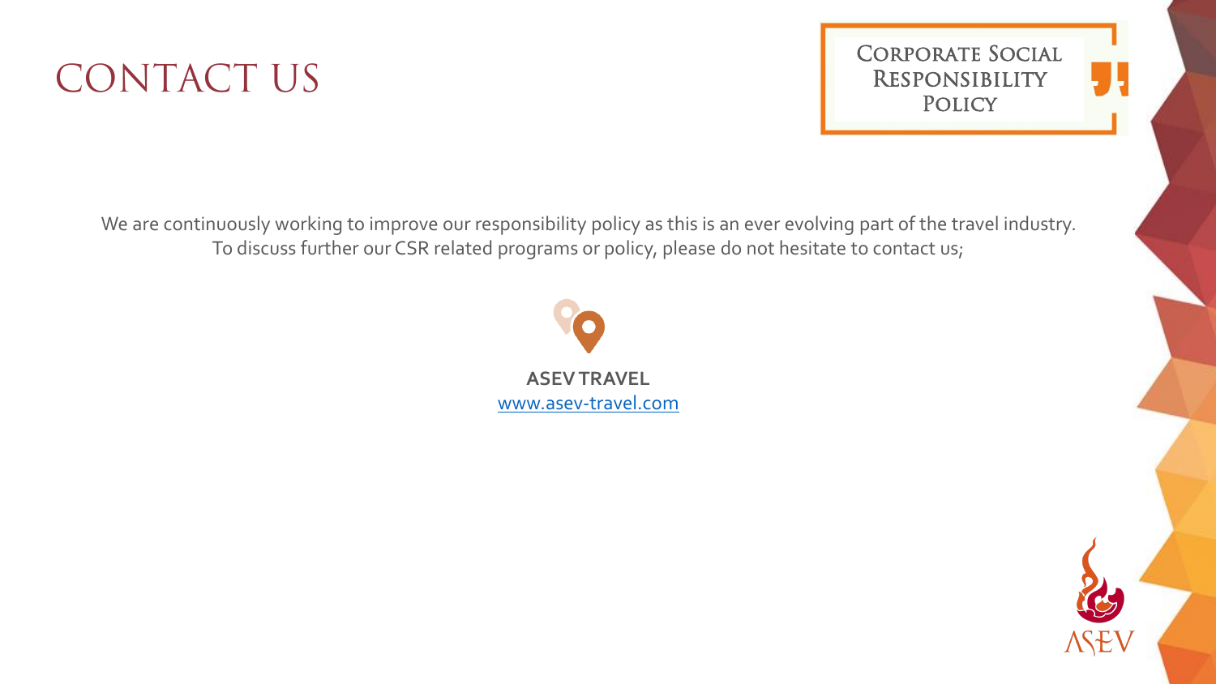# CONTACT US

We are continuously working to improve our responsibility policy as this is an ever evolving part of the travel industry. To discuss further our CSR related programs or policy, please do not hesitate to contact us;

**ASEV TRAVEL**
www.asev-travel.com